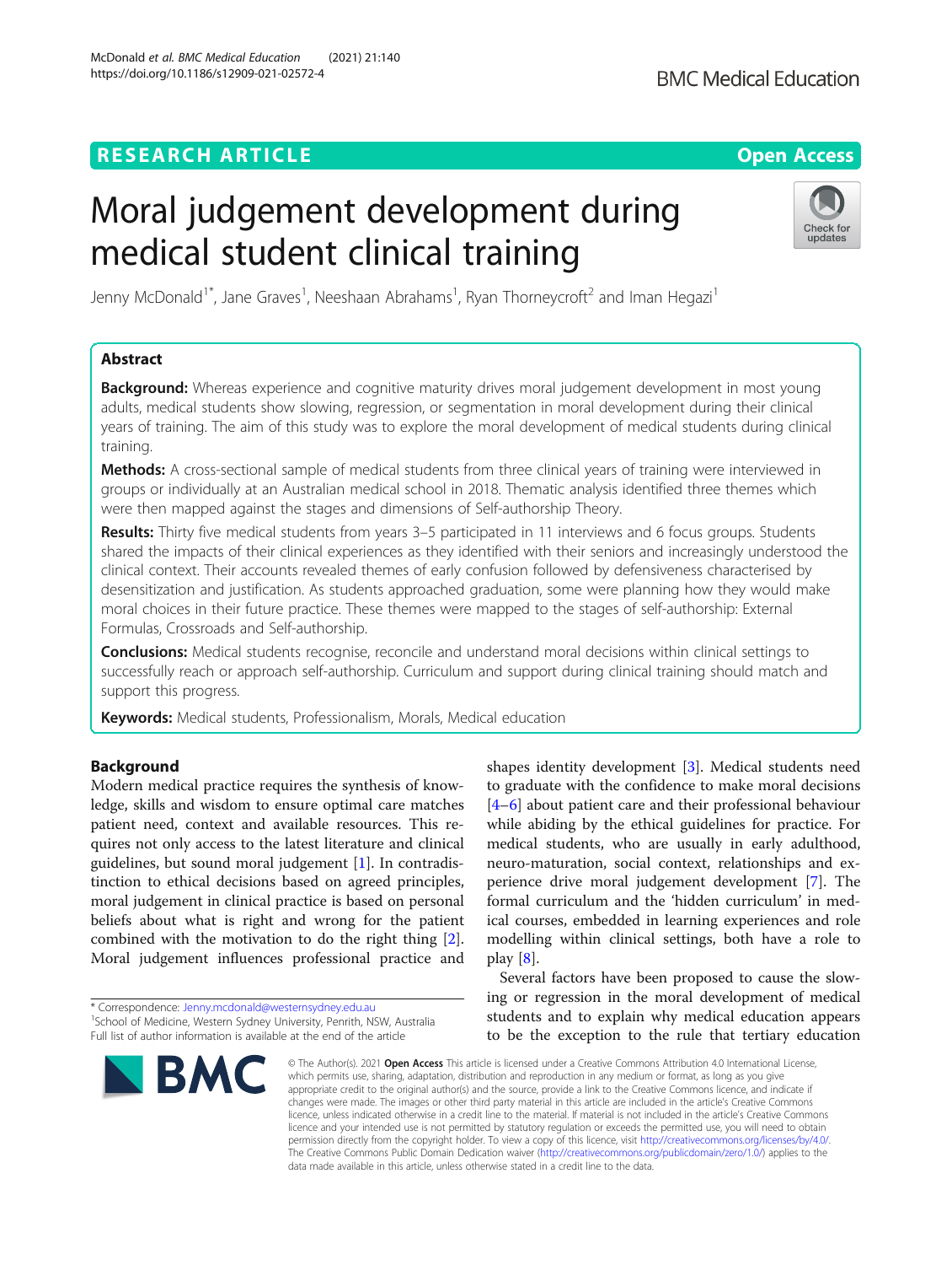RESEARCH ARTICLE

Open Access

# Moral judgement development during medical student clinical training

Jenny McDonald[1*], Jane Graves[1], Neeshaan Abrahams[1], Ryan Thorneycroft[2] and Iman Hegazi[1]

## Abstract

**Background:** Whereas experience and cognitive maturity drives moral judgement development in most young adults, medical students show slowing, regression, or segmentation in moral development during their clinical years of training. The aim of this study was to explore the moral development of medical students during clinical training.

**Methods:** A cross-sectional sample of medical students from three clinical years of training were interviewed in groups or individually at an Australian medical school in 2018. Thematic analysis identified three themes which were then mapped against the stages and dimensions of Self-authorship Theory.

**Results:** Thirty five medical students from years 3–5 participated in 11 interviews and 6 focus groups. Students shared the impacts of their clinical experiences as they identified with their seniors and increasingly understood the clinical context. Their accounts revealed themes of early confusion followed by defensiveness characterised by desensitization and justification. As students approached graduation, some were planning how they would make moral choices in their future practice. These themes were mapped to the stages of self-authorship: External Formulas, Crossroads and Self-authorship.

**Conclusions:** Medical students recognise, reconcile and understand moral decisions within clinical settings to successfully reach or approach self-authorship. Curriculum and support during clinical training should match and support this progress.

**Keywords:** Medical students, Professionalism, Morals, Medical education

## Background

Modern medical practice requires the synthesis of knowledge, skills and wisdom to ensure optimal care matches patient need, context and available resources. This requires not only access to the latest literature and clinical guidelines, but sound moral judgement [1]. In contradistinction to ethical decisions based on agreed principles, moral judgement in clinical practice is based on personal beliefs about what is right and wrong for the patient combined with the motivation to do the right thing [2]. Moral judgement influences professional practice and shapes identity development [3]. Medical students need to graduate with the confidence to make moral decisions [4–6] about patient care and their professional behaviour while abiding by the ethical guidelines for practice. For medical students, who are usually in early adulthood, neuro-maturation, social context, relationships and experience drive moral judgement development [7]. The formal curriculum and the 'hidden curriculum' in medical courses, embedded in learning experiences and role modelling within clinical settings, both have a role to play [8].

Several factors have been proposed to cause the slowing or regression in the moral development of medical students and to explain why medical education appears to be the exception to the rule that tertiary education

\* Correspondence: Jenny.mcdonald@westernsydney.edu.au
[1]School of Medicine, Western Sydney University, Penrith, NSW, Australia
Full list of author information is available at the end of the article

© The Author(s). 2021 **Open Access** This article is licensed under a Creative Commons Attribution 4.0 International License, which permits use, sharing, adaptation, distribution and reproduction in any medium or format, as long as you give appropriate credit to the original author(s) and the source, provide a link to the Creative Commons licence, and indicate if changes were made. The images or other third party material in this article are included in the article's Creative Commons licence, unless indicated otherwise in a credit line to the material. If material is not included in the article's Creative Commons licence and your intended use is not permitted by statutory regulation or exceeds the permitted use, you will need to obtain permission directly from the copyright holder. To view a copy of this licence, visit http://creativecommons.org/licenses/by/4.0/. The Creative Commons Public Domain Dedication waiver (http://creativecommons.org/publicdomain/zero/1.0/) applies to the data made available in this article, unless otherwise stated in a credit line to the data.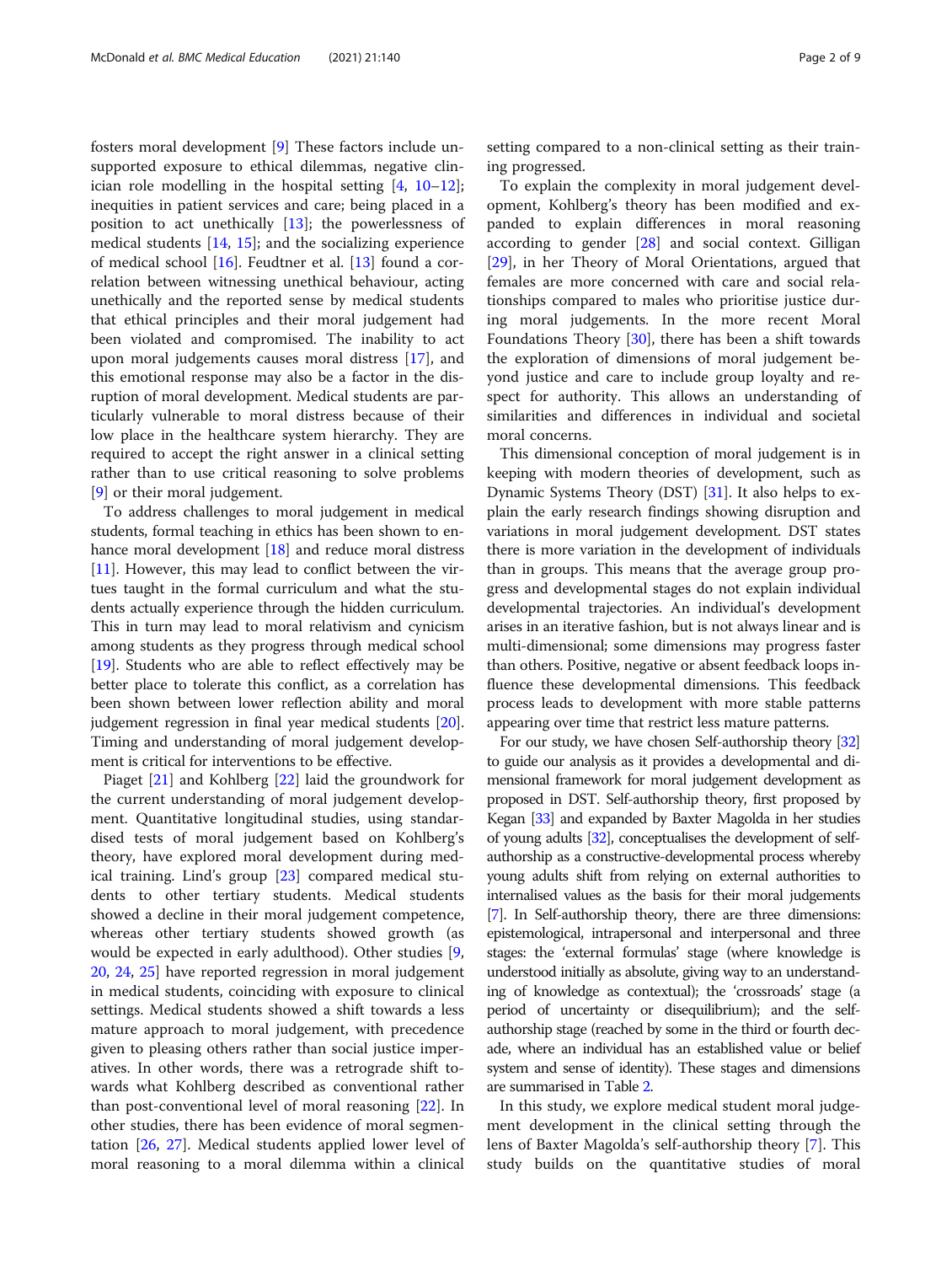fosters moral development [9] These factors include unsupported exposure to ethical dilemmas, negative clinician role modelling in the hospital setting [4, 10–12]; inequities in patient services and care; being placed in a position to act unethically [13]; the powerlessness of medical students [14, 15]; and the socializing experience of medical school [16]. Feudtner et al. [13] found a correlation between witnessing unethical behaviour, acting unethically and the reported sense by medical students that ethical principles and their moral judgement had been violated and compromised. The inability to act upon moral judgements causes moral distress [17], and this emotional response may also be a factor in the disruption of moral development. Medical students are particularly vulnerable to moral distress because of their low place in the healthcare system hierarchy. They are required to accept the right answer in a clinical setting rather than to use critical reasoning to solve problems [9] or their moral judgement.

To address challenges to moral judgement in medical students, formal teaching in ethics has been shown to enhance moral development [18] and reduce moral distress [11]. However, this may lead to conflict between the virtues taught in the formal curriculum and what the students actually experience through the hidden curriculum. This in turn may lead to moral relativism and cynicism among students as they progress through medical school [19]. Students who are able to reflect effectively may be better place to tolerate this conflict, as a correlation has been shown between lower reflection ability and moral judgement regression in final year medical students [20]. Timing and understanding of moral judgement development is critical for interventions to be effective.

Piaget [21] and Kohlberg [22] laid the groundwork for the current understanding of moral judgement development. Quantitative longitudinal studies, using standardised tests of moral judgement based on Kohlberg's theory, have explored moral development during medical training. Lind's group [23] compared medical students to other tertiary students. Medical students showed a decline in their moral judgement competence, whereas other tertiary students showed growth (as would be expected in early adulthood). Other studies [9, 20, 24, 25] have reported regression in moral judgement in medical students, coinciding with exposure to clinical settings. Medical students showed a shift towards a less mature approach to moral judgement, with precedence given to pleasing others rather than social justice imperatives. In other words, there was a retrograde shift towards what Kohlberg described as conventional rather than post-conventional level of moral reasoning [22]. In other studies, there has been evidence of moral segmentation [26, 27]. Medical students applied lower level of moral reasoning to a moral dilemma within a clinical setting compared to a non-clinical setting as their training progressed.

To explain the complexity in moral judgement development, Kohlberg's theory has been modified and expanded to explain differences in moral reasoning according to gender [28] and social context. Gilligan [29], in her Theory of Moral Orientations, argued that females are more concerned with care and social relationships compared to males who prioritise justice during moral judgements. In the more recent Moral Foundations Theory [30], there has been a shift towards the exploration of dimensions of moral judgement beyond justice and care to include group loyalty and respect for authority. This allows an understanding of similarities and differences in individual and societal moral concerns.

This dimensional conception of moral judgement is in keeping with modern theories of development, such as Dynamic Systems Theory (DST) [31]. It also helps to explain the early research findings showing disruption and variations in moral judgement development. DST states there is more variation in the development of individuals than in groups. This means that the average group progress and developmental stages do not explain individual developmental trajectories. An individual's development arises in an iterative fashion, but is not always linear and is multi-dimensional; some dimensions may progress faster than others. Positive, negative or absent feedback loops influence these developmental dimensions. This feedback process leads to development with more stable patterns appearing over time that restrict less mature patterns.

For our study, we have chosen Self-authorship theory [32] to guide our analysis as it provides a developmental and dimensional framework for moral judgement development as proposed in DST. Self-authorship theory, first proposed by Kegan [33] and expanded by Baxter Magolda in her studies of young adults [32], conceptualises the development of self-authorship as a constructive-developmental process whereby young adults shift from relying on external authorities to internalised values as the basis for their moral judgements [7]. In Self-authorship theory, there are three dimensions: epistemological, intrapersonal and interpersonal and three stages: the 'external formulas' stage (where knowledge is understood initially as absolute, giving way to an understanding of knowledge as contextual); the 'crossroads' stage (a period of uncertainty or disequilibrium); and the self-authorship stage (reached by some in the third or fourth decade, where an individual has an established value or belief system and sense of identity). These stages and dimensions are summarised in Table 2.

In this study, we explore medical student moral judgement development in the clinical setting through the lens of Baxter Magolda's self-authorship theory [7]. This study builds on the quantitative studies of moral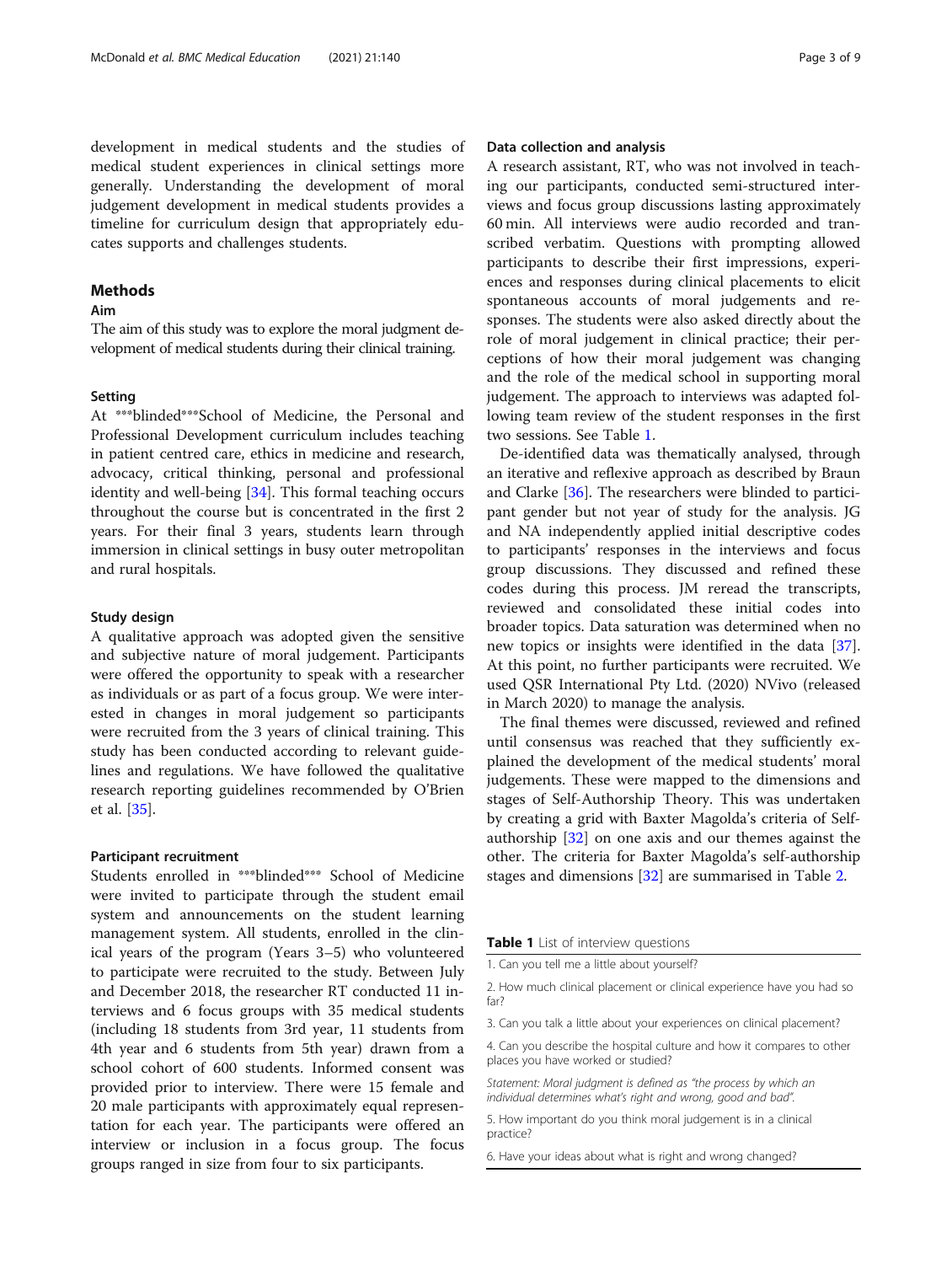development in medical students and the studies of medical student experiences in clinical settings more generally. Understanding the development of moral judgement development in medical students provides a timeline for curriculum design that appropriately educates supports and challenges students.

## Methods

### Aim

The aim of this study was to explore the moral judgment development of medical students during their clinical training.

### Setting

At ***blinded***School of Medicine, the Personal and Professional Development curriculum includes teaching in patient centred care, ethics in medicine and research, advocacy, critical thinking, personal and professional identity and well-being [34]. This formal teaching occurs throughout the course but is concentrated in the first 2 years. For their final 3 years, students learn through immersion in clinical settings in busy outer metropolitan and rural hospitals.

### Study design

A qualitative approach was adopted given the sensitive and subjective nature of moral judgement. Participants were offered the opportunity to speak with a researcher as individuals or as part of a focus group. We were interested in changes in moral judgement so participants were recruited from the 3 years of clinical training. This study has been conducted according to relevant guidelines and regulations. We have followed the qualitative research reporting guidelines recommended by O'Brien et al. [35].

### Participant recruitment

Students enrolled in ***blinded*** School of Medicine were invited to participate through the student email system and announcements on the student learning management system. All students, enrolled in the clinical years of the program (Years 3–5) who volunteered to participate were recruited to the study. Between July and December 2018, the researcher RT conducted 11 interviews and 6 focus groups with 35 medical students (including 18 students from 3rd year, 11 students from 4th year and 6 students from 5th year) drawn from a school cohort of 600 students. Informed consent was provided prior to interview. There were 15 female and 20 male participants with approximately equal representation for each year. The participants were offered an interview or inclusion in a focus group. The focus groups ranged in size from four to six participants.

### Data collection and analysis

A research assistant, RT, who was not involved in teaching our participants, conducted semi-structured interviews and focus group discussions lasting approximately 60 min. All interviews were audio recorded and transcribed verbatim. Questions with prompting allowed participants to describe their first impressions, experiences and responses during clinical placements to elicit spontaneous accounts of moral judgements and responses. The students were also asked directly about the role of moral judgement in clinical practice; their perceptions of how their moral judgement was changing and the role of the medical school in supporting moral judgement. The approach to interviews was adapted following team review of the student responses in the first two sessions. See Table 1.

De-identified data was thematically analysed, through an iterative and reflexive approach as described by Braun and Clarke [36]. The researchers were blinded to participant gender but not year of study for the analysis. JG and NA independently applied initial descriptive codes to participants' responses in the interviews and focus group discussions. They discussed and refined these codes during this process. JM reread the transcripts, reviewed and consolidated these initial codes into broader topics. Data saturation was determined when no new topics or insights were identified in the data [37]. At this point, no further participants were recruited. We used QSR International Pty Ltd. (2020) NVivo (released in March 2020) to manage the analysis.

The final themes were discussed, reviewed and refined until consensus was reached that they sufficiently explained the development of the medical students' moral judgements. These were mapped to the dimensions and stages of Self-Authorship Theory. This was undertaken by creating a grid with Baxter Magolda's criteria of Self-authorship [32] on one axis and our themes against the other. The criteria for Baxter Magolda's self-authorship stages and dimensions [32] are summarised in Table 2.

**Table 1** List of interview questions

| |
|---|
| 1. Can you tell me a little about yourself? |
| 2. How much clinical placement or clinical experience have you had so far? |
| 3. Can you talk a little about your experiences on clinical placement? |
| 4. Can you describe the hospital culture and how it compares to other places you have worked or studied? |
| *Statement: Moral judgment is defined as "the process by which an individual determines what's right and wrong, good and bad".* |
| 5. How important do you think moral judgement is in a clinical practice? |
| 6. Have your ideas about what is right and wrong changed? |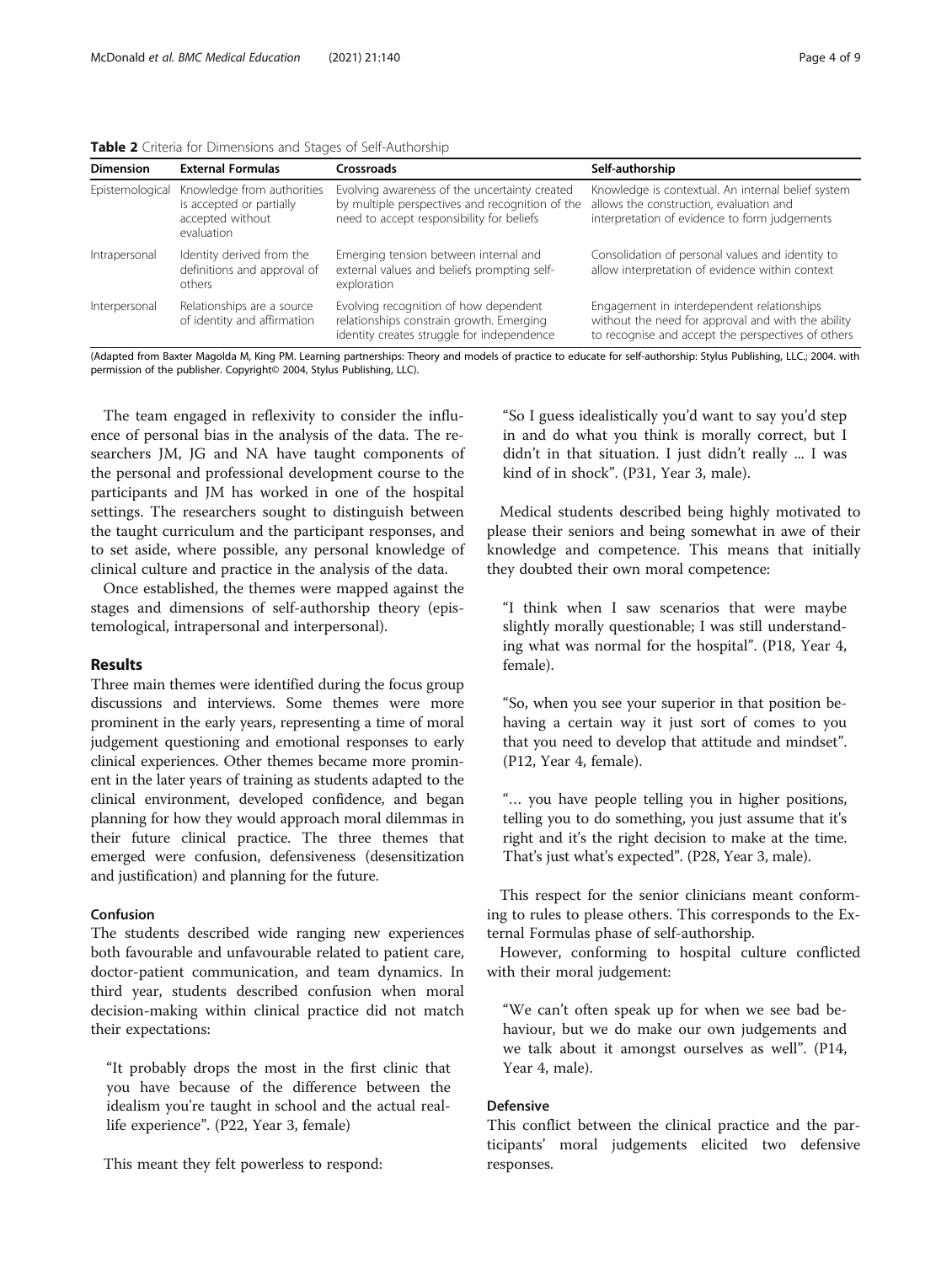**Table 2** Criteria for Dimensions and Stages of Self-Authorship

| Dimension | External Formulas | Crossroads | Self-authorship |
| --- | --- | --- | --- |
| Epistemological | Knowledge from authorities is accepted or partially accepted without evaluation | Evolving awareness of the uncertainty created by multiple perspectives and recognition of the need to accept responsibility for beliefs | Knowledge is contextual. An internal belief system allows the construction, evaluation and interpretation of evidence to form judgements |
| Intrapersonal | Identity derived from the definitions and approval of others | Emerging tension between internal and external values and beliefs prompting self-exploration | Consolidation of personal values and identity to allow interpretation of evidence within context |
| Interpersonal | Relationships are a source of identity and affirmation | Evolving recognition of how dependent relationships constrain growth. Emerging identity creates struggle for independence | Engagement in interdependent relationships without the need for approval and with the ability to recognise and accept the perspectives of others |

(Adapted from Baxter Magolda M, King PM. Learning partnerships: Theory and models of practice to educate for self-authorship: Stylus Publishing, LLC.; 2004. with permission of the publisher. Copyright© 2004, Stylus Publishing, LLC).

The team engaged in reflexivity to consider the influence of personal bias in the analysis of the data. The researchers JM, JG and NA have taught components of the personal and professional development course to the participants and JM has worked in one of the hospital settings. The researchers sought to distinguish between the taught curriculum and the participant responses, and to set aside, where possible, any personal knowledge of clinical culture and practice in the analysis of the data.

Once established, the themes were mapped against the stages and dimensions of self-authorship theory (epistemological, intrapersonal and interpersonal).

## Results

Three main themes were identified during the focus group discussions and interviews. Some themes were more prominent in the early years, representing a time of moral judgement questioning and emotional responses to early clinical experiences. Other themes became more prominent in the later years of training as students adapted to the clinical environment, developed confidence, and began planning for how they would approach moral dilemmas in their future clinical practice. The three themes that emerged were confusion, defensiveness (desensitization and justification) and planning for the future.

### Confusion

The students described wide ranging new experiences both favourable and unfavourable related to patient care, doctor-patient communication, and team dynamics. In third year, students described confusion when moral decision-making within clinical practice did not match their expectations:

> "It probably drops the most in the first clinic that you have because of the difference between the idealism you're taught in school and the actual real-life experience". (P22, Year 3, female)

This meant they felt powerless to respond:

> "So I guess idealistically you'd want to say you'd step in and do what you think is morally correct, but I didn't in that situation. I just didn't really ... I was kind of in shock". (P31, Year 3, male).

Medical students described being highly motivated to please their seniors and being somewhat in awe of their knowledge and competence. This means that initially they doubted their own moral competence:

> "I think when I saw scenarios that were maybe slightly morally questionable; I was still understanding what was normal for the hospital". (P18, Year 4, female).

> "So, when you see your superior in that position behaving a certain way it just sort of comes to you that you need to develop that attitude and mindset". (P12, Year 4, female).

> "… you have people telling you in higher positions, telling you to do something, you just assume that it's right and it's the right decision to make at the time. That's just what's expected". (P28, Year 3, male).

This respect for the senior clinicians meant conforming to rules to please others. This corresponds to the External Formulas phase of self-authorship.

However, conforming to hospital culture conflicted with their moral judgement:

> "We can't often speak up for when we see bad behaviour, but we do make our own judgements and we talk about it amongst ourselves as well". (P14, Year 4, male).

### Defensive

This conflict between the clinical practice and the participants' moral judgements elicited two defensive responses.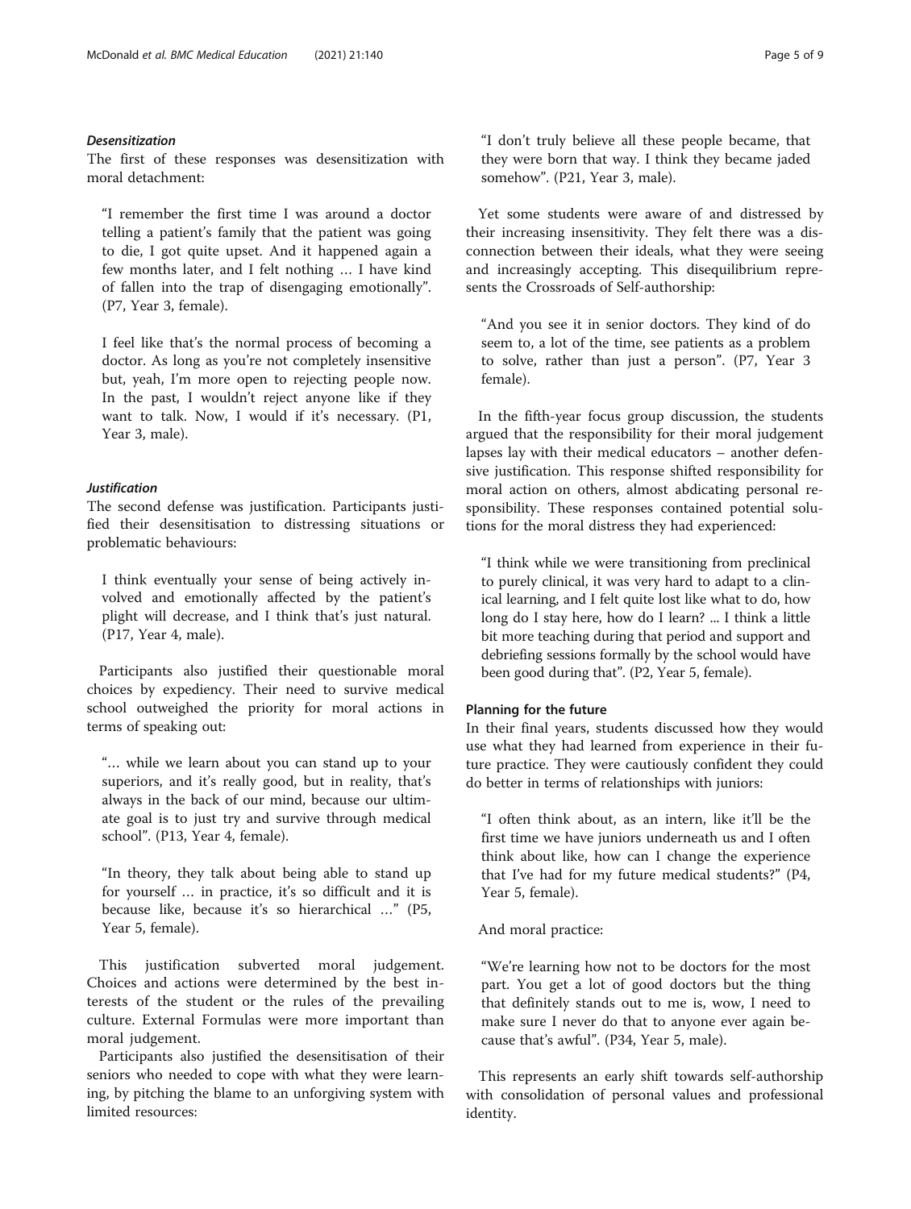#### *Desensitization*

The first of these responses was desensitization with moral detachment:

> "I remember the first time I was around a doctor telling a patient's family that the patient was going to die, I got quite upset. And it happened again a few months later, and I felt nothing … I have kind of fallen into the trap of disengaging emotionally". (P7, Year 3, female).

> I feel like that's the normal process of becoming a doctor. As long as you're not completely insensitive but, yeah, I'm more open to rejecting people now. In the past, I wouldn't reject anyone like if they want to talk. Now, I would if it's necessary. (P1, Year 3, male).

#### *Justification*

The second defense was justification. Participants justified their desensitisation to distressing situations or problematic behaviours:

> I think eventually your sense of being actively involved and emotionally affected by the patient's plight will decrease, and I think that's just natural. (P17, Year 4, male).

Participants also justified their questionable moral choices by expediency. Their need to survive medical school outweighed the priority for moral actions in terms of speaking out:

> "… while we learn about you can stand up to your superiors, and it's really good, but in reality, that's always in the back of our mind, because our ultimate goal is to just try and survive through medical school". (P13, Year 4, female).

> "In theory, they talk about being able to stand up for yourself … in practice, it's so difficult and it is because like, because it's so hierarchical …" (P5, Year 5, female).

This justification subverted moral judgement. Choices and actions were determined by the best interests of the student or the rules of the prevailing culture. External Formulas were more important than moral judgement.

Participants also justified the desensitisation of their seniors who needed to cope with what they were learning, by pitching the blame to an unforgiving system with limited resources:

> "I don't truly believe all these people became, that they were born that way. I think they became jaded somehow". (P21, Year 3, male).

Yet some students were aware of and distressed by their increasing insensitivity. They felt there was a disconnection between their ideals, what they were seeing and increasingly accepting. This disequilibrium represents the Crossroads of Self-authorship:

> "And you see it in senior doctors. They kind of do seem to, a lot of the time, see patients as a problem to solve, rather than just a person". (P7, Year 3 female).

In the fifth-year focus group discussion, the students argued that the responsibility for their moral judgement lapses lay with their medical educators – another defensive justification. This response shifted responsibility for moral action on others, almost abdicating personal responsibility. These responses contained potential solutions for the moral distress they had experienced:

> "I think while we were transitioning from preclinical to purely clinical, it was very hard to adapt to a clinical learning, and I felt quite lost like what to do, how long do I stay here, how do I learn? ... I think a little bit more teaching during that period and support and debriefing sessions formally by the school would have been good during that". (P2, Year 5, female).

### Planning for the future

In their final years, students discussed how they would use what they had learned from experience in their future practice. They were cautiously confident they could do better in terms of relationships with juniors:

> "I often think about, as an intern, like it'll be the first time we have juniors underneath us and I often think about like, how can I change the experience that I've had for my future medical students?" (P4, Year 5, female).

And moral practice:

> "We're learning how not to be doctors for the most part. You get a lot of good doctors but the thing that definitely stands out to me is, wow, I need to make sure I never do that to anyone ever again because that's awful". (P34, Year 5, male).

This represents an early shift towards self-authorship with consolidation of personal values and professional identity.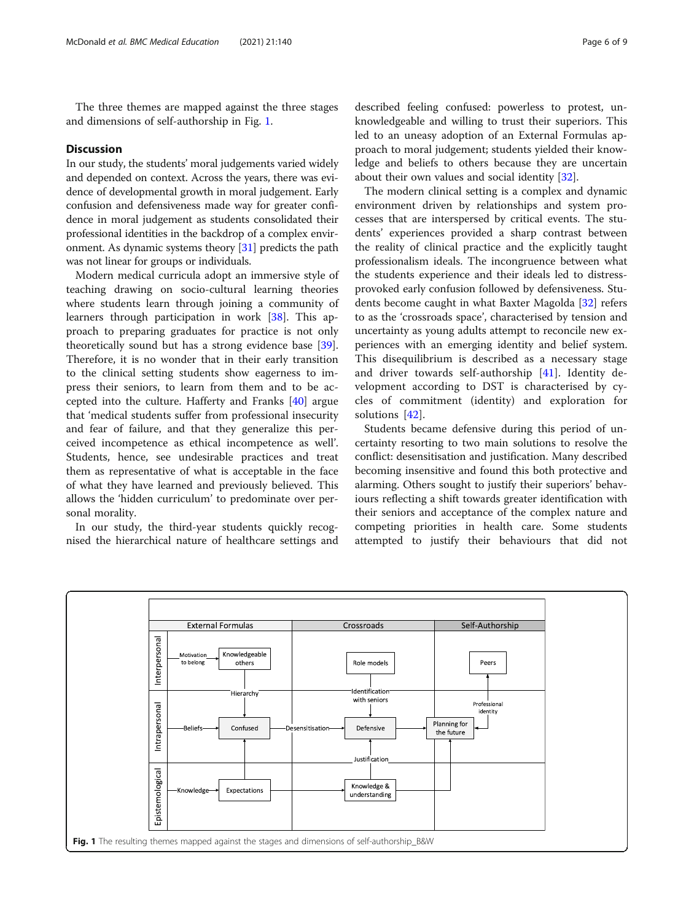The three themes are mapped against the three stages and dimensions of self-authorship in Fig. 1.

## Discussion

In our study, the students' moral judgements varied widely and depended on context. Across the years, there was evidence of developmental growth in moral judgement. Early confusion and defensiveness made way for greater confidence in moral judgement as students consolidated their professional identities in the backdrop of a complex environment. As dynamic systems theory [31] predicts the path was not linear for groups or individuals.

Modern medical curricula adopt an immersive style of teaching drawing on socio-cultural learning theories where students learn through joining a community of learners through participation in work [38]. This approach to preparing graduates for practice is not only theoretically sound but has a strong evidence base [39]. Therefore, it is no wonder that in their early transition to the clinical setting students show eagerness to impress their seniors, to learn from them and to be accepted into the culture. Hafferty and Franks [40] argue that 'medical students suffer from professional insecurity and fear of failure, and that they generalize this perceived incompetence as ethical incompetence as well'. Students, hence, see undesirable practices and treat them as representative of what is acceptable in the face of what they have learned and previously believed. This allows the 'hidden curriculum' to predominate over personal morality.

In our study, the third-year students quickly recognised the hierarchical nature of healthcare settings and described feeling confused: powerless to protest, unknowledgeable and willing to trust their superiors. This led to an uneasy adoption of an External Formulas approach to moral judgement; students yielded their knowledge and beliefs to others because they are uncertain about their own values and social identity [32].

The modern clinical setting is a complex and dynamic environment driven by relationships and system processes that are interspersed by critical events. The students' experiences provided a sharp contrast between the reality of clinical practice and the explicitly taught professionalism ideals. The incongruence between what the students experience and their ideals led to distress-provoked early confusion followed by defensiveness. Students become caught in what Baxter Magolda [32] refers to as the 'crossroads space', characterised by tension and uncertainty as young adults attempt to reconcile new experiences with an emerging identity and belief system. This disequilibrium is described as a necessary stage and driver towards self-authorship [41]. Identity development according to DST is characterised by cycles of commitment (identity) and exploration for solutions [42].

Students became defensive during this period of uncertainty resorting to two main solutions to resolve the conflict: desensitisation and justification. Many described becoming insensitive and found this both protective and alarming. Others sought to justify their superiors' behaviours reflecting a shift towards greater identification with their seniors and acceptance of the complex nature and competing priorities in health care. Some students attempted to justify their behaviours that did not

**Fig. 1** The resulting themes mapped against the stages and dimensions of self-authorship_B&W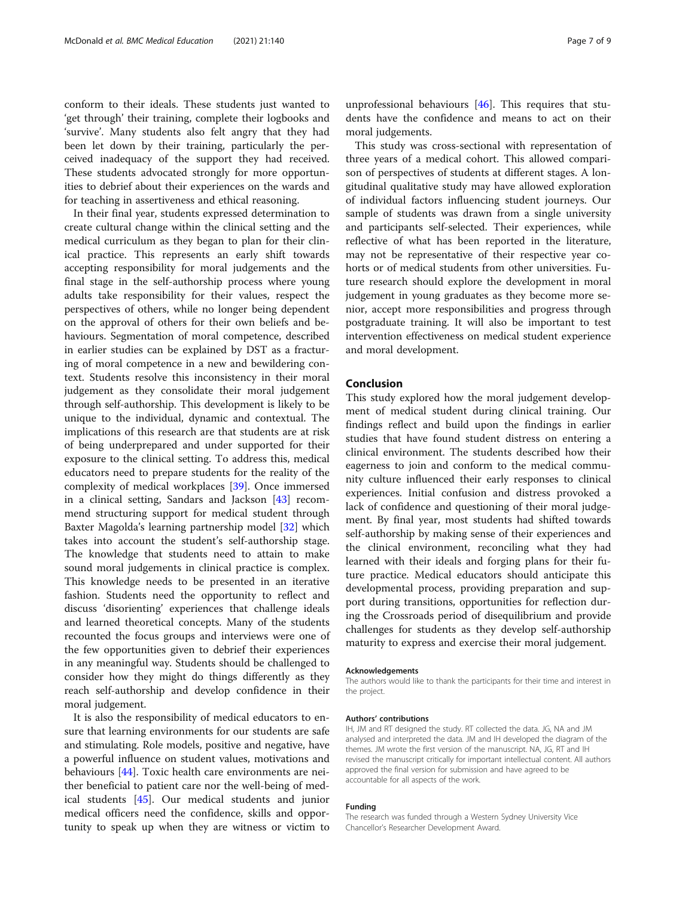conform to their ideals. These students just wanted to 'get through' their training, complete their logbooks and 'survive'. Many students also felt angry that they had been let down by their training, particularly the perceived inadequacy of the support they had received. These students advocated strongly for more opportunities to debrief about their experiences on the wards and for teaching in assertiveness and ethical reasoning.

In their final year, students expressed determination to create cultural change within the clinical setting and the medical curriculum as they began to plan for their clinical practice. This represents an early shift towards accepting responsibility for moral judgements and the final stage in the self-authorship process where young adults take responsibility for their values, respect the perspectives of others, while no longer being dependent on the approval of others for their own beliefs and behaviours. Segmentation of moral competence, described in earlier studies can be explained by DST as a fracturing of moral competence in a new and bewildering context. Students resolve this inconsistency in their moral judgement as they consolidate their moral judgement through self-authorship. This development is likely to be unique to the individual, dynamic and contextual. The implications of this research are that students are at risk of being underprepared and under supported for their exposure to the clinical setting. To address this, medical educators need to prepare students for the reality of the complexity of medical workplaces [39]. Once immersed in a clinical setting, Sandars and Jackson [43] recommend structuring support for medical student through Baxter Magolda's learning partnership model [32] which takes into account the student's self-authorship stage. The knowledge that students need to attain to make sound moral judgements in clinical practice is complex. This knowledge needs to be presented in an iterative fashion. Students need the opportunity to reflect and discuss 'disorienting' experiences that challenge ideals and learned theoretical concepts. Many of the students recounted the focus groups and interviews were one of the few opportunities given to debrief their experiences in any meaningful way. Students should be challenged to consider how they might do things differently as they reach self-authorship and develop confidence in their moral judgement.

It is also the responsibility of medical educators to ensure that learning environments for our students are safe and stimulating. Role models, positive and negative, have a powerful influence on student values, motivations and behaviours [44]. Toxic health care environments are neither beneficial to patient care nor the well-being of medical students [45]. Our medical students and junior medical officers need the confidence, skills and opportunity to speak up when they are witness or victim to unprofessional behaviours [46]. This requires that students have the confidence and means to act on their moral judgements.

This study was cross-sectional with representation of three years of a medical cohort. This allowed comparison of perspectives of students at different stages. A longitudinal qualitative study may have allowed exploration of individual factors influencing student journeys. Our sample of students was drawn from a single university and participants self-selected. Their experiences, while reflective of what has been reported in the literature, may not be representative of their respective year cohorts or of medical students from other universities. Future research should explore the development in moral judgement in young graduates as they become more senior, accept more responsibilities and progress through postgraduate training. It will also be important to test intervention effectiveness on medical student experience and moral development.

## Conclusion

This study explored how the moral judgement development of medical student during clinical training. Our findings reflect and build upon the findings in earlier studies that have found student distress on entering a clinical environment. The students described how their eagerness to join and conform to the medical community culture influenced their early responses to clinical experiences. Initial confusion and distress provoked a lack of confidence and questioning of their moral judgement. By final year, most students had shifted towards self-authorship by making sense of their experiences and the clinical environment, reconciling what they had learned with their ideals and forging plans for their future practice. Medical educators should anticipate this developmental process, providing preparation and support during transitions, opportunities for reflection during the Crossroads period of disequilibrium and provide challenges for students as they develop self-authorship maturity to express and exercise their moral judgement.

#### Acknowledgements

The authors would like to thank the participants for their time and interest in the project.

#### Authors' contributions

IH, JM and RT designed the study. RT collected the data. JG, NA and JM analysed and interpreted the data. JM and IH developed the diagram of the themes. JM wrote the first version of the manuscript. NA, JG, RT and IH revised the manuscript critically for important intellectual content. All authors approved the final version for submission and have agreed to be accountable for all aspects of the work.

#### Funding

The research was funded through a Western Sydney University Vice Chancellor's Researcher Development Award.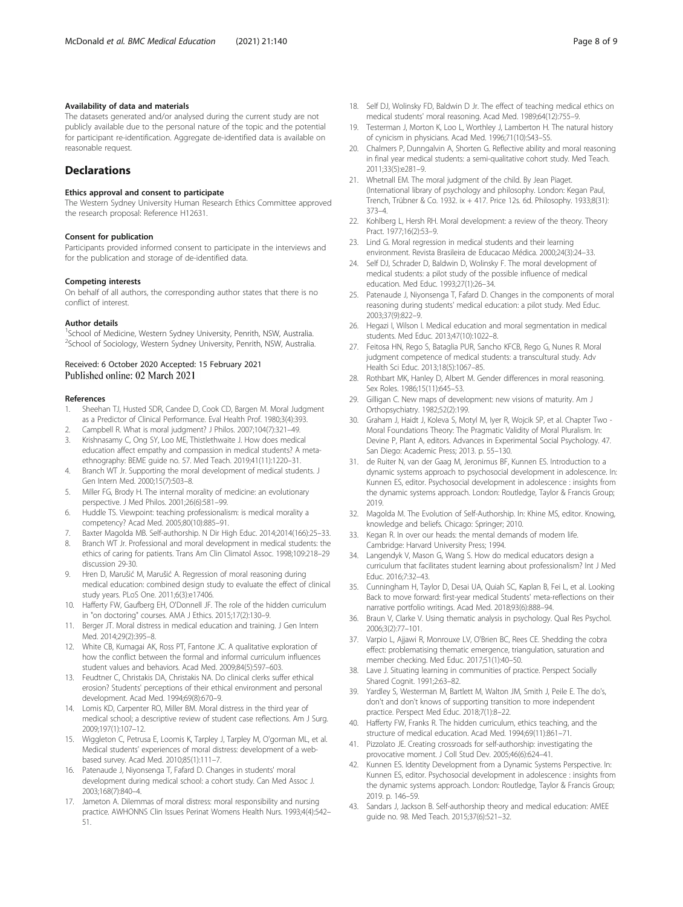#### Availability of data and materials

The datasets generated and/or analysed during the current study are not publicly available due to the personal nature of the topic and the potential for participant re-identification. Aggregate de-identified data is available on reasonable request.

## Declarations

#### Ethics approval and consent to participate

The Western Sydney University Human Research Ethics Committee approved the research proposal: Reference H12631.

#### Consent for publication

Participants provided informed consent to participate in the interviews and for the publication and storage of de-identified data.

#### Competing interests

On behalf of all authors, the corresponding author states that there is no conflict of interest.

#### Author details

[1]School of Medicine, Western Sydney University, Penrith, NSW, Australia. [2]School of Sociology, Western Sydney University, Penrith, NSW, Australia.

Received: 6 October 2020 Accepted: 15 February 2021
Published online: 02 March 2021

#### References

1. Sheehan TJ, Husted SDR, Candee D, Cook CD, Bargen M. Moral Judgment as a Predictor of Clinical Performance. Eval Health Prof. 1980;3(4):393.
2. Campbell R. What is moral judgment? J Philos. 2007;104(7):321–49.
3. Krishnasamy C, Ong SY, Loo ME, Thistlethwaite J. How does medical education affect empathy and compassion in medical students? A meta-ethnography: BEME guide no. 57. Med Teach. 2019;41(11):1220–31.
4. Branch WT Jr. Supporting the moral development of medical students. J Gen Intern Med. 2000;15(7):503–8.
5. Miller FG, Brody H. The internal morality of medicine: an evolutionary perspective. J Med Philos. 2001;26(6):581–99.
6. Huddle TS. Viewpoint: teaching professionalism: is medical morality a competency? Acad Med. 2005;80(10):885–91.
7. Baxter Magolda MB. Self-authorship. N Dir High Educ. 2014;2014(166):25–33.
8. Branch WT Jr. Professional and moral development in medical students: the ethics of caring for patients. Trans Am Clin Climatol Assoc. 1998;109:218–29 discussion 29-30.
9. Hren D, Marušić M, Marušić A. Regression of moral reasoning during medical education: combined design study to evaluate the effect of clinical study years. PLoS One. 2011;6(3):e17406.
10. Hafferty FW, Gaufberg EH, O'Donnell JF. The role of the hidden curriculum in "on doctoring" courses. AMA J Ethics. 2015;17(2):130–9.
11. Berger JT. Moral distress in medical education and training. J Gen Intern Med. 2014;29(2):395–8.
12. White CB, Kumagai AK, Ross PT, Fantone JC. A qualitative exploration of how the conflict between the formal and informal curriculum influences student values and behaviors. Acad Med. 2009;84(5):597–603.
13. Feudtner C, Christakis DA, Christakis NA. Do clinical clerks suffer ethical erosion? Students' perceptions of their ethical environment and personal development. Acad Med. 1994;69(8):670–9.
14. Lomis KD, Carpenter RO, Miller BM. Moral distress in the third year of medical school; a descriptive review of student case reflections. Am J Surg. 2009;197(1):107–12.
15. Wiggleton C, Petrusa E, Loomis K, Tarpley J, Tarpley M, O'gorman ML, et al. Medical students' experiences of moral distress: development of a web-based survey. Acad Med. 2010;85(1):111–7.
16. Patenaude J, Niyonsenga T, Fafard D. Changes in students' moral development during medical school: a cohort study. Can Med Assoc J. 2003;168(7):840–4.
17. Jameton A. Dilemmas of moral distress: moral responsibility and nursing practice. AWHONNS Clin Issues Perinat Womens Health Nurs. 1993;4(4):542–51.
18. Self DJ, Wolinsky FD, Baldwin D Jr. The effect of teaching medical ethics on medical students' moral reasoning. Acad Med. 1989;64(12):755–9.
19. Testerman J, Morton K, Loo L, Worthley J, Lamberton H. The natural history of cynicism in physicians. Acad Med. 1996;71(10):S43–S5.
20. Chalmers P, Dunngalvin A, Shorten G. Reflective ability and moral reasoning in final year medical students: a semi-qualitative cohort study. Med Teach. 2011;33(5):e281–9.
21. Whetnall EM. The moral judgment of the child. By Jean Piaget. (International library of psychology and philosophy. London: Kegan Paul, Trench, Trübner & Co. 1932. ix + 417. Price 12s. 6d. Philosophy. 1933;8(31):373–4.
22. Kohlberg L, Hersh RH. Moral development: a review of the theory. Theory Pract. 1977;16(2):53–9.
23. Lind G. Moral regression in medical students and their learning environment. Revista Brasileira de Educacao Médica. 2000;24(3):24–33.
24. Self DJ, Schrader D, Baldwin D, Wolinsky F. The moral development of medical students: a pilot study of the possible influence of medical education. Med Educ. 1993;27(1):26–34.
25. Patenaude J, Niyonsenga T, Fafard D. Changes in the components of moral reasoning during students' medical education: a pilot study. Med Educ. 2003;37(9):822–9.
26. Hegazi I, Wilson I. Medical education and moral segmentation in medical students. Med Educ. 2013;47(10):1022–8.
27. Feitosa HN, Rego S, Bataglia PUR, Sancho KFCB, Rego G, Nunes R. Moral judgment competence of medical students: a transcultural study. Adv Health Sci Educ. 2013;18(5):1067–85.
28. Rothbart MK, Hanley D, Albert M. Gender differences in moral reasoning. Sex Roles. 1986;15(11):645–53.
29. Gilligan C. New maps of development: new visions of maturity. Am J Orthopsychiatry. 1982;52(2):199.
30. Graham J, Haidt J, Koleva S, Motyl M, Iyer R, Wojcik SP, et al. Chapter Two - Moral Foundations Theory: The Pragmatic Validity of Moral Pluralism. In: Devine P, Plant A, editors. Advances in Experimental Social Psychology. 47. San Diego: Academic Press; 2013. p. 55–130.
31. de Ruiter N, van der Gaag M, Jeronimus BF, Kunnen ES. Introduction to a dynamic systems approach to psychosocial development in adolescence. In: Kunnen ES, editor. Psychosocial development in adolescence : insights from the dynamic systems approach. London: Routledge, Taylor & Francis Group; 2019.
32. Magolda M. The Evolution of Self-Authorship. In: Khine MS, editor. Knowing, knowledge and beliefs. Chicago: Springer; 2010.
33. Kegan R. In over our heads: the mental demands of modern life. Cambridge: Harvard University Press; 1994.
34. Langendyk V, Mason G, Wang S. How do medical educators design a curriculum that facilitates student learning about professionalism? Int J Med Educ. 2016;7:32–43.
35. Cunningham H, Taylor D, Desai UA, Quiah SC, Kaplan B, Fei L, et al. Looking Back to move forward: first-year medical Students' meta-reflections on their narrative portfolio writings. Acad Med. 2018;93(6):888–94.
36. Braun V, Clarke V. Using thematic analysis in psychology. Qual Res Psychol. 2006;3(2):77–101.
37. Varpio L, Ajjawi R, Monrouxe LV, O'Brien BC, Rees CE. Shedding the cobra effect: problematising thematic emergence, triangulation, saturation and member checking. Med Educ. 2017;51(1):40–50.
38. Lave J. Situating learning in communities of practice. Perspect Socially Shared Cognit. 1991;2:63–82.
39. Yardley S, Westerman M, Bartlett M, Walton JM, Smith J, Peile E. The do's, don't and don't knows of supporting transition to more independent practice. Perspect Med Educ. 2018;7(1):8–22.
40. Hafferty FW, Franks R. The hidden curriculum, ethics teaching, and the structure of medical education. Acad Med. 1994;69(11):861–71.
41. Pizzolato JE. Creating crossroads for self-authorship: investigating the provocative moment. J Coll Stud Dev. 2005;46(6):624–41.
42. Kunnen ES. Identity Development from a Dynamic Systems Perspective. In: Kunnen ES, editor. Psychosocial development in adolescence : insights from the dynamic systems approach. London: Routledge, Taylor & Francis Group; 2019. p. 146–59.
43. Sandars J, Jackson B. Self-authorship theory and medical education: AMEE guide no. 98. Med Teach. 2015;37(6):521–32.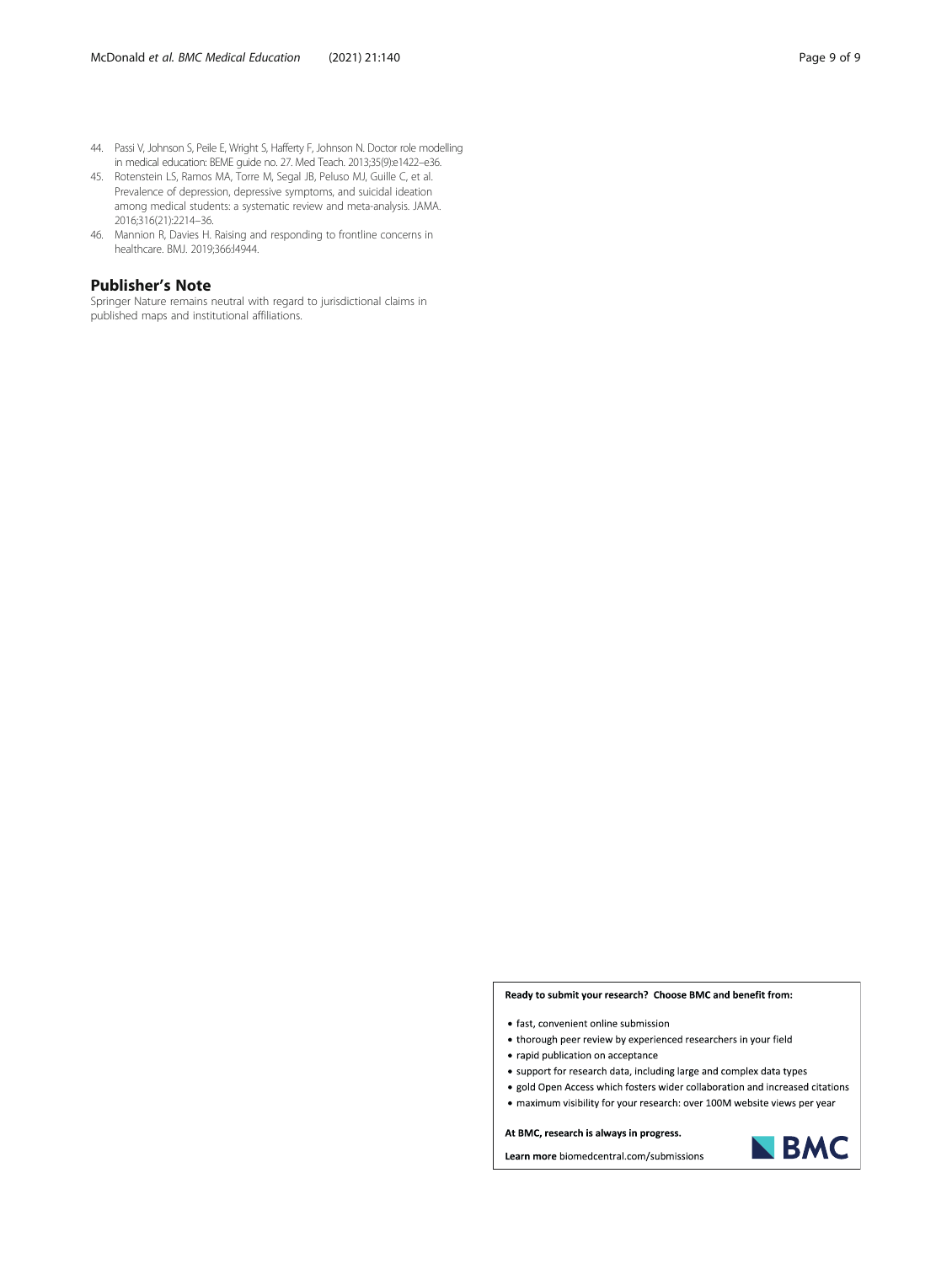44. Passi V, Johnson S, Peile E, Wright S, Hafferty F, Johnson N. Doctor role modelling in medical education: BEME guide no. 27. Med Teach. 2013;35(9):e1422–e36.
45. Rotenstein LS, Ramos MA, Torre M, Segal JB, Peluso MJ, Guille C, et al. Prevalence of depression, depressive symptoms, and suicidal ideation among medical students: a systematic review and meta-analysis. JAMA. 2016;316(21):2214–36.
46. Mannion R, Davies H. Raising and responding to frontline concerns in healthcare. BMJ. 2019;366:l4944.

## Publisher's Note

Springer Nature remains neutral with regard to jurisdictional claims in published maps and institutional affiliations.

**Ready to submit your research? Choose BMC and benefit from:**

- fast, convenient online submission
- thorough peer review by experienced researchers in your field
- rapid publication on acceptance
- support for research data, including large and complex data types
- gold Open Access which fosters wider collaboration and increased citations
- maximum visibility for your research: over 100M website views per year

**At BMC, research is always in progress.**

**Learn more** biomedcentral.com/submissions

BMC